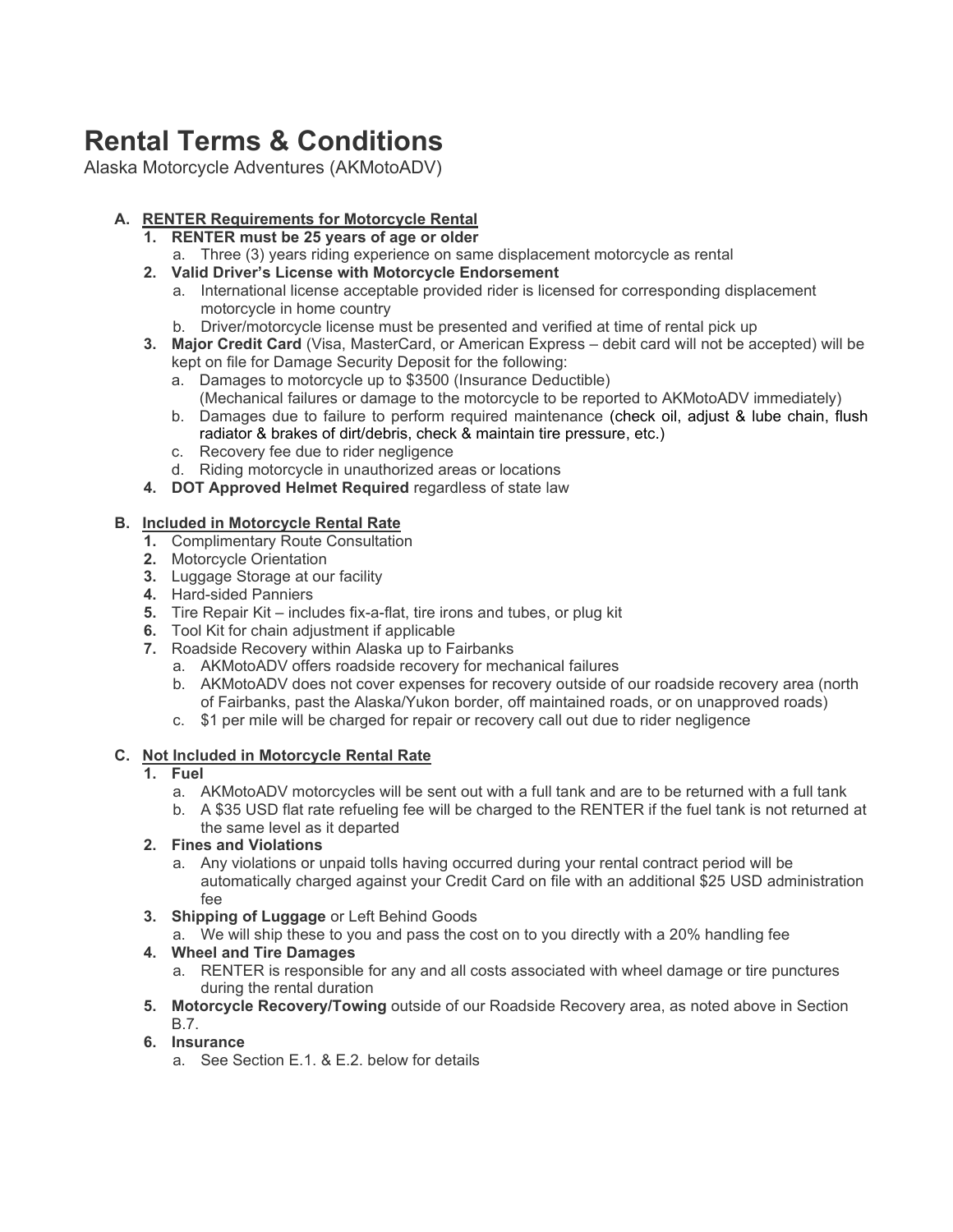# Rental Terms & Conditions

Alaska Motorcycle Adventures (AKMotoADV)

## A. RENTER Requirements for Motorcycle Rental

1. **RENTER must be 25 years of age or older**
   a. Three (3) years riding experience on same displacement motorcycle as rental
2. **Valid Driver's License with Motorcycle Endorsement**
   a. International license acceptable provided rider is licensed for corresponding displacement motorcycle in home country
   b. Driver/motorcycle license must be presented and verified at time of rental pick up
3. **Major Credit Card** (Visa, MasterCard, or American Express – debit card will not be accepted) will be kept on file for Damage Security Deposit for the following:
   a. Damages to motorcycle up to $3500 (Insurance Deductible)
   (Mechanical failures or damage to the motorcycle to be reported to AKMotoADV immediately)
   b. Damages due to failure to perform required maintenance (check oil, adjust & lube chain, flush radiator & brakes of dirt/debris, check & maintain tire pressure, etc.)
   c. Recovery fee due to rider negligence
   d. Riding motorcycle in unauthorized areas or locations
4. **DOT Approved Helmet Required** regardless of state law

## B. Included in Motorcycle Rental Rate

1. Complimentary Route Consultation
2. Motorcycle Orientation
3. Luggage Storage at our facility
4. Hard-sided Panniers
5. Tire Repair Kit – includes fix-a-flat, tire irons and tubes, or plug kit
6. Tool Kit for chain adjustment if applicable
7. Roadside Recovery within Alaska up to Fairbanks
   a. AKMotoADV offers roadside recovery for mechanical failures
   b. AKMotoADV does not cover expenses for recovery outside of our roadside recovery area (north of Fairbanks, past the Alaska/Yukon border, off maintained roads, or on unapproved roads)
   c. $1 per mile will be charged for repair or recovery call out due to rider negligence

## C. Not Included in Motorcycle Rental Rate

1. **Fuel**
   a. AKMotoADV motorcycles will be sent out with a full tank and are to be returned with a full tank
   b. A $35 USD flat rate refueling fee will be charged to the RENTER if the fuel tank is not returned at the same level as it departed
2. **Fines and Violations**
   a. Any violations or unpaid tolls having occurred during your rental contract period will be automatically charged against your Credit Card on file with an additional $25 USD administration fee
3. **Shipping of Luggage** or Left Behind Goods
   a. We will ship these to you and pass the cost on to you directly with a 20% handling fee
4. **Wheel and Tire Damages**
   a. RENTER is responsible for any and all costs associated with wheel damage or tire punctures during the rental duration
5. **Motorcycle Recovery/Towing** outside of our Roadside Recovery area, as noted above in Section B.7.
6. **Insurance**
   a. See Section E.1. & E.2. below for details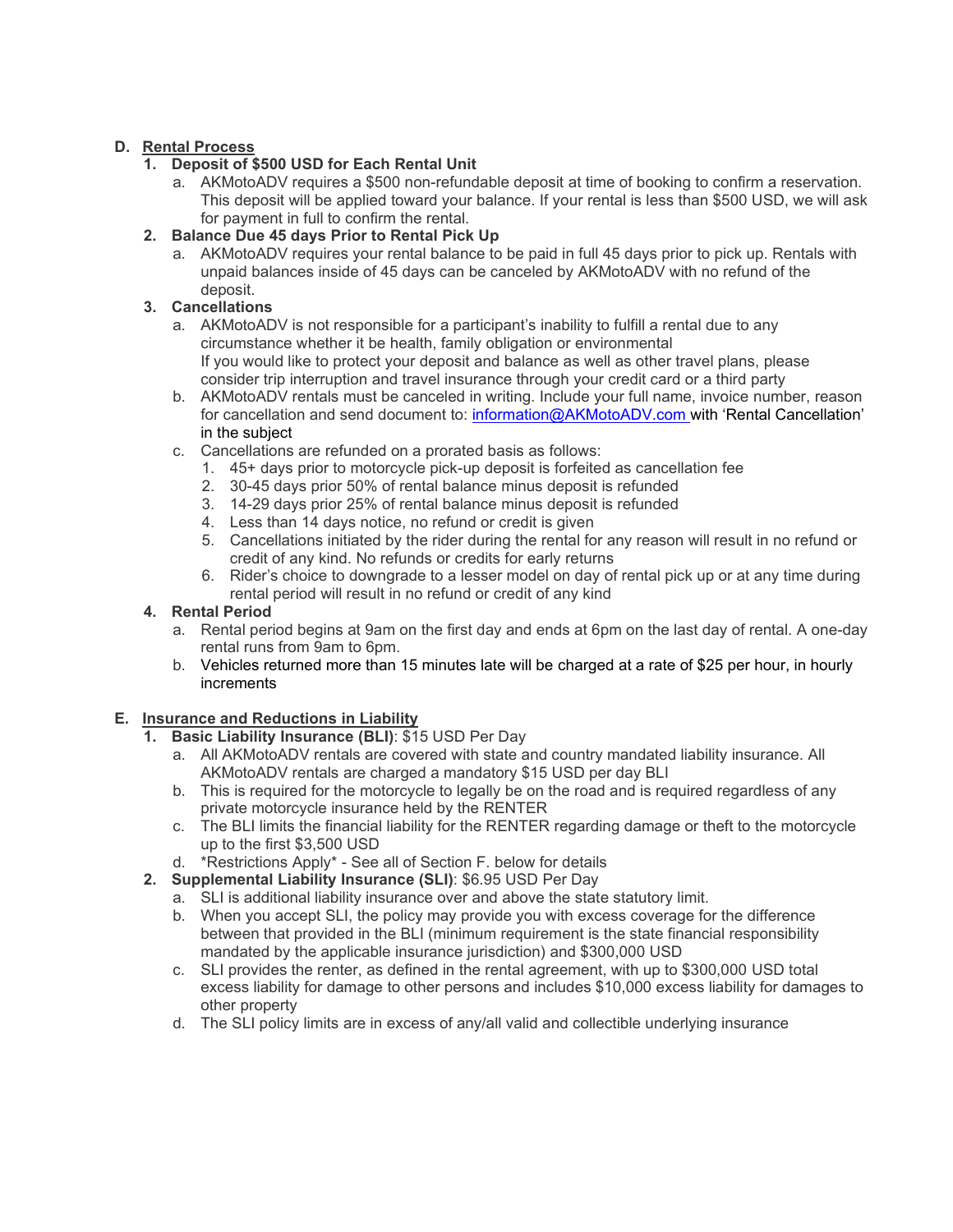## D. Rental Process

1. **Deposit of $500 USD for Each Rental Unit**
   a. AKMotoADV requires a $500 non-refundable deposit at time of booking to confirm a reservation. This deposit will be applied toward your balance. If your rental is less than $500 USD, we will ask for payment in full to confirm the rental.
2. **Balance Due 45 days Prior to Rental Pick Up**
   a. AKMotoADV requires your rental balance to be paid in full 45 days prior to pick up. Rentals with unpaid balances inside of 45 days can be canceled by AKMotoADV with no refund of the deposit.
3. **Cancellations**
   a. AKMotoADV is not responsible for a participant's inability to fulfill a rental due to any circumstance whether it be health, family obligation or environmental
   If you would like to protect your deposit and balance as well as other travel plans, please consider trip interruption and travel insurance through your credit card or a third party
   b. AKMotoADV rentals must be canceled in writing. Include your full name, invoice number, reason for cancellation and send document to: information@AKMotoADV.com with 'Rental Cancellation' in the subject
   c. Cancellations are refunded on a prorated basis as follows:
      1. 45+ days prior to motorcycle pick-up deposit is forfeited as cancellation fee
      2. 30-45 days prior 50% of rental balance minus deposit is refunded
      3. 14-29 days prior 25% of rental balance minus deposit is refunded
      4. Less than 14 days notice, no refund or credit is given
      5. Cancellations initiated by the rider during the rental for any reason will result in no refund or credit of any kind. No refunds or credits for early returns
      6. Rider's choice to downgrade to a lesser model on day of rental pick up or at any time during rental period will result in no refund or credit of any kind
4. **Rental Period**
   a. Rental period begins at 9am on the first day and ends at 6pm on the last day of rental. A one-day rental runs from 9am to 6pm.
   b. Vehicles returned more than 15 minutes late will be charged at a rate of $25 per hour, in hourly increments

## E. Insurance and Reductions in Liability

1. **Basic Liability Insurance (BLI)**: $15 USD Per Day
   a. All AKMotoADV rentals are covered with state and country mandated liability insurance. All AKMotoADV rentals are charged a mandatory $15 USD per day BLI
   b. This is required for the motorcycle to legally be on the road and is required regardless of any private motorcycle insurance held by the RENTER
   c. The BLI limits the financial liability for the RENTER regarding damage or theft to the motorcycle up to the first $3,500 USD
   d. *Restrictions Apply* - See all of Section F. below for details
2. **Supplemental Liability Insurance (SLI)**: $6.95 USD Per Day
   a. SLI is additional liability insurance over and above the state statutory limit.
   b. When you accept SLI, the policy may provide you with excess coverage for the difference between that provided in the BLI (minimum requirement is the state financial responsibility mandated by the applicable insurance jurisdiction) and $300,000 USD
   c. SLI provides the renter, as defined in the rental agreement, with up to $300,000 USD total excess liability for damage to other persons and includes $10,000 excess liability for damages to other property
   d. The SLI policy limits are in excess of any/all valid and collectible underlying insurance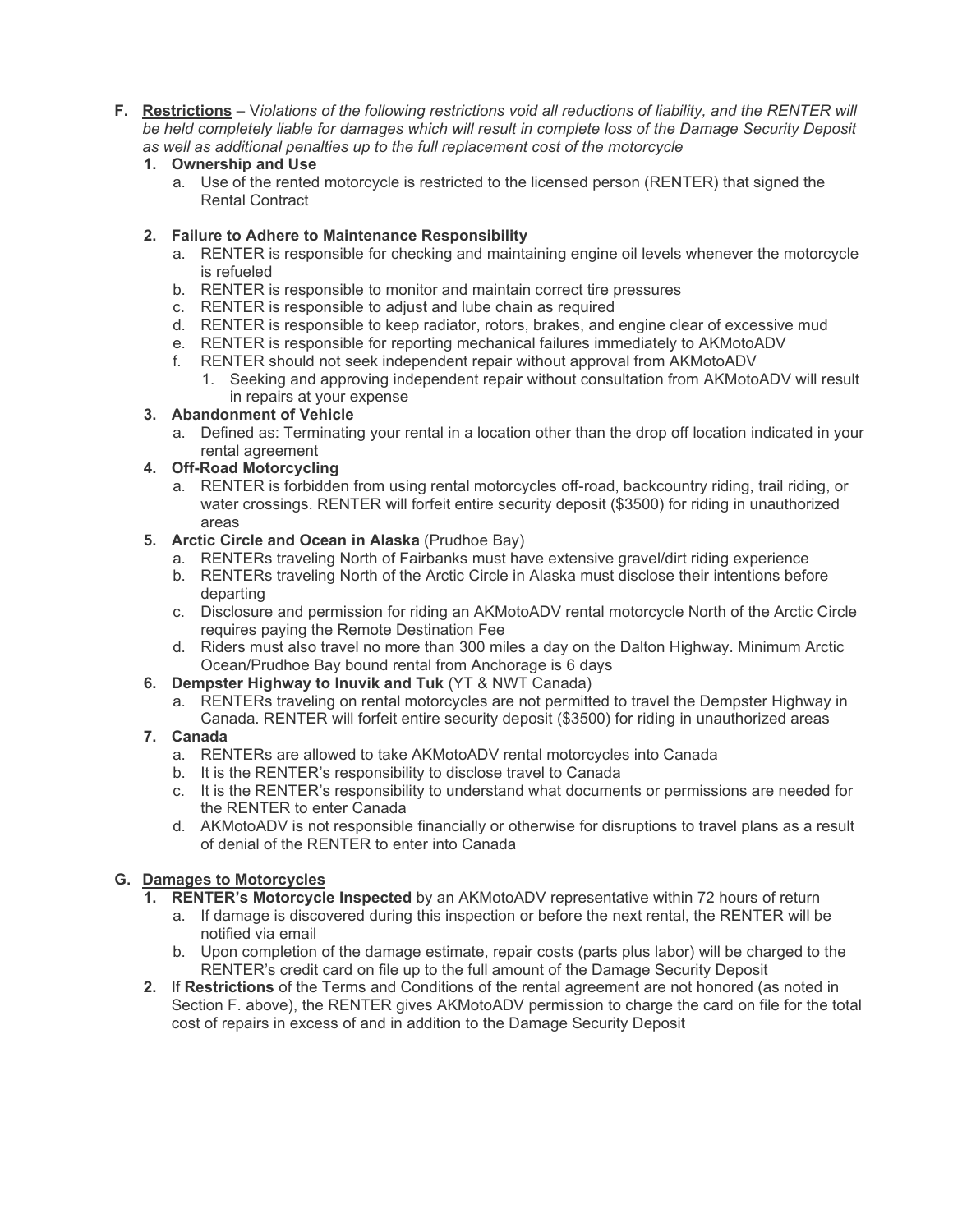**F. <u>Restrictions</u>** – *Violations of the following restrictions void all reductions of liability, and the RENTER will be held completely liable for damages which will result in complete loss of the Damage Security Deposit as well as additional penalties up to the full replacement cost of the motorcycle*

1. **Ownership and Use**
    a. Use of the rented motorcycle is restricted to the licensed person (RENTER) that signed the Rental Contract

2. **Failure to Adhere to Maintenance Responsibility**
    a. RENTER is responsible for checking and maintaining engine oil levels whenever the motorcycle is refueled
    b. RENTER is responsible to monitor and maintain correct tire pressures
    c. RENTER is responsible to adjust and lube chain as required
    d. RENTER is responsible to keep radiator, rotors, brakes, and engine clear of excessive mud
    e. RENTER is responsible for reporting mechanical failures immediately to AKMotoADV
    f. RENTER should not seek independent repair without approval from AKMotoADV
        1. Seeking and approving independent repair without consultation from AKMotoADV will result in repairs at your expense

3. **Abandonment of Vehicle**
    a. Defined as: Terminating your rental in a location other than the drop off location indicated in your rental agreement

4. **Off-Road Motorcycling**
    a. RENTER is forbidden from using rental motorcycles off-road, backcountry riding, trail riding, or water crossings. RENTER will forfeit entire security deposit ($3500) for riding in unauthorized areas

5. **Arctic Circle and Ocean in Alaska** (Prudhoe Bay)
    a. RENTERs traveling North of Fairbanks must have extensive gravel/dirt riding experience
    b. RENTERs traveling North of the Arctic Circle in Alaska must disclose their intentions before departing
    c. Disclosure and permission for riding an AKMotoADV rental motorcycle North of the Arctic Circle requires paying the Remote Destination Fee
    d. Riders must also travel no more than 300 miles a day on the Dalton Highway. Minimum Arctic Ocean/Prudhoe Bay bound rental from Anchorage is 6 days

6. **Dempster Highway to Inuvik and Tuk** (YT & NWT Canada)
    a. RENTERs traveling on rental motorcycles are not permitted to travel the Dempster Highway in Canada. RENTER will forfeit entire security deposit ($3500) for riding in unauthorized areas

7. **Canada**
    a. RENTERs are allowed to take AKMotoADV rental motorcycles into Canada
    b. It is the RENTER's responsibility to disclose travel to Canada
    c. It is the RENTER's responsibility to understand what documents or permissions are needed for the RENTER to enter Canada
    d. AKMotoADV is not responsible financially or otherwise for disruptions to travel plans as a result of denial of the RENTER to enter into Canada

**G. <u>Damages to Motorcycles</u>**

1. **RENTER's Motorcycle Inspected** by an AKMotoADV representative within 72 hours of return
    a. If damage is discovered during this inspection or before the next rental, the RENTER will be notified via email
    b. Upon completion of the damage estimate, repair costs (parts plus labor) will be charged to the RENTER's credit card on file up to the full amount of the Damage Security Deposit

2. If **Restrictions** of the Terms and Conditions of the rental agreement are not honored (as noted in Section F. above), the RENTER gives AKMotoADV permission to charge the card on file for the total cost of repairs in excess of and in addition to the Damage Security Deposit